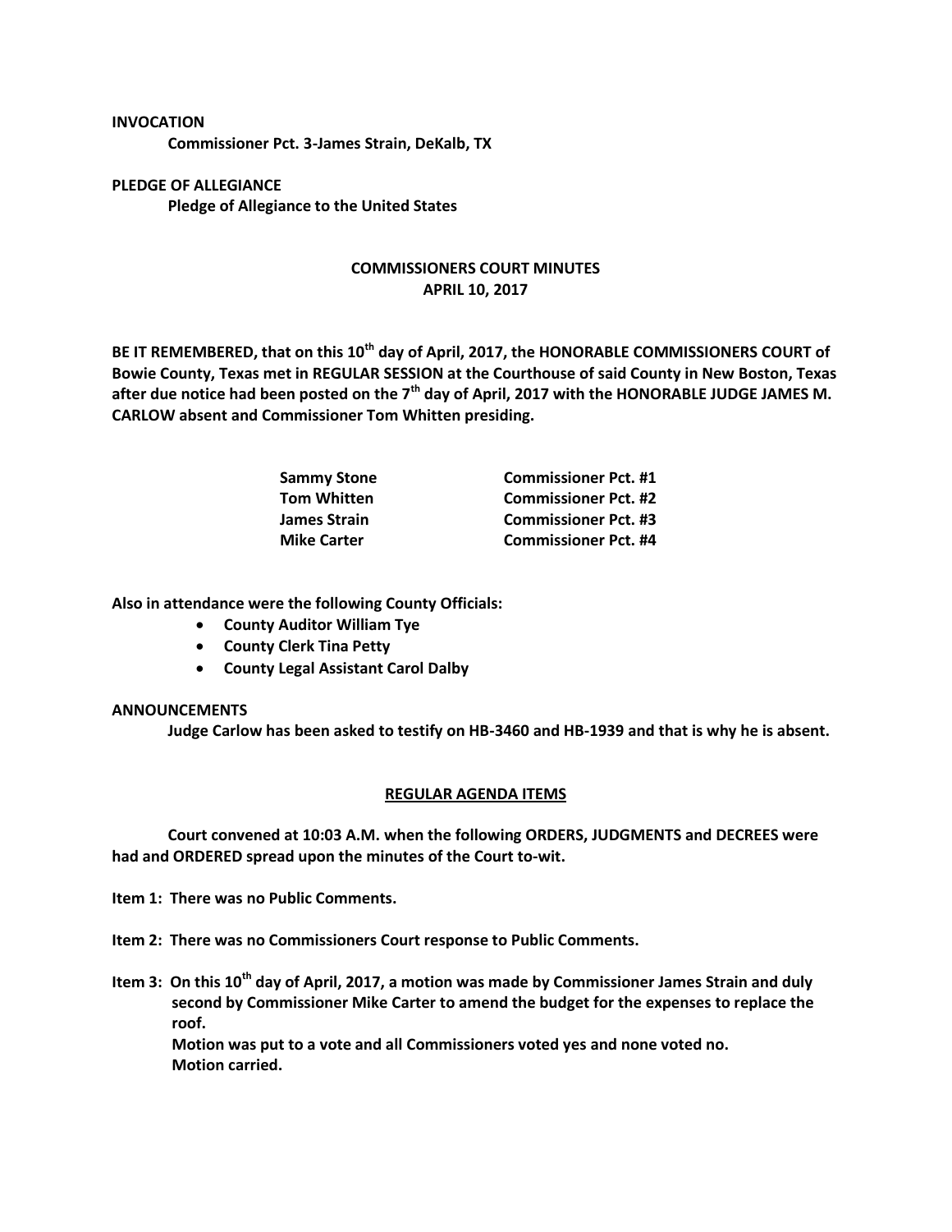**INVOCATION**

**Commissioner Pct. 3-James Strain, DeKalb, TX**

**PLEDGE OF ALLEGIANCE**

**Pledge of Allegiance to the United States**

## COMMISSIONERS COURT MINUTES
## APRIL 10, 2017

**BE IT REMEMBERED, that on this 10th day of April, 2017, the HONORABLE COMMISSIONERS COURT of Bowie County, Texas met in REGULAR SESSION at the Courthouse of said County in New Boston, Texas after due notice had been posted on the 7th day of April, 2017 with the HONORABLE JUDGE JAMES M. CARLOW absent and Commissioner Tom Whitten presiding.**

| | |
|---|---|
| **Sammy Stone** | **Commissioner Pct. #1** |
| **Tom Whitten** | **Commissioner Pct. #2** |
| **James Strain** | **Commissioner Pct. #3** |
| **Mike Carter** | **Commissioner Pct. #4** |

**Also in attendance were the following County Officials:**

- **County Auditor William Tye**
- **County Clerk Tina Petty**
- **County Legal Assistant Carol Dalby**

**ANNOUNCEMENTS**

**Judge Carlow has been asked to testify on HB-3460 and HB-1939 and that is why he is absent.**

**REGULAR AGENDA ITEMS**

**Court convened at 10:03 A.M. when the following ORDERS, JUDGMENTS and DECREES were had and ORDERED spread upon the minutes of the Court to-wit.**

**Item 1: There was no Public Comments.**

**Item 2: There was no Commissioners Court response to Public Comments.**

**Item 3: On this 10th day of April, 2017, a motion was made by Commissioner James Strain and duly second by Commissioner Mike Carter to amend the budget for the expenses to replace the roof.**
**Motion was put to a vote and all Commissioners voted yes and none voted no.**
**Motion carried.**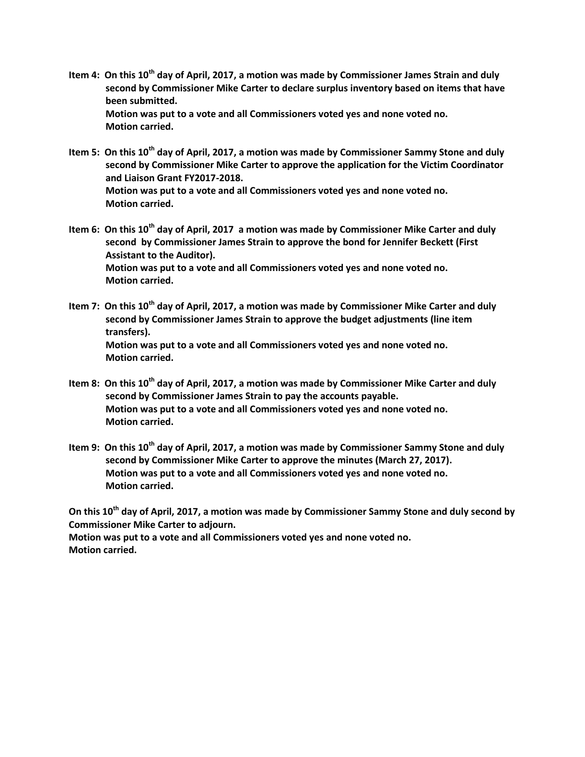**Item 4: On this 10th day of April, 2017, a motion was made by Commissioner James Strain and duly second by Commissioner Mike Carter to declare surplus inventory based on items that have been submitted.**
**Motion was put to a vote and all Commissioners voted yes and none voted no.**
**Motion carried.**

**Item 5: On this 10th day of April, 2017, a motion was made by Commissioner Sammy Stone and duly second by Commissioner Mike Carter to approve the application for the Victim Coordinator and Liaison Grant FY2017-2018.**
**Motion was put to a vote and all Commissioners voted yes and none voted no.**
**Motion carried.**

**Item 6: On this 10th day of April, 2017 a motion was made by Commissioner Mike Carter and duly second by Commissioner James Strain to approve the bond for Jennifer Beckett (First Assistant to the Auditor).**
**Motion was put to a vote and all Commissioners voted yes and none voted no.**
**Motion carried.**

**Item 7: On this 10th day of April, 2017, a motion was made by Commissioner Mike Carter and duly second by Commissioner James Strain to approve the budget adjustments (line item transfers).**
**Motion was put to a vote and all Commissioners voted yes and none voted no.**
**Motion carried.**

**Item 8: On this 10th day of April, 2017, a motion was made by Commissioner Mike Carter and duly second by Commissioner James Strain to pay the accounts payable.**
**Motion was put to a vote and all Commissioners voted yes and none voted no.**
**Motion carried.**

**Item 9: On this 10th day of April, 2017, a motion was made by Commissioner Sammy Stone and duly second by Commissioner Mike Carter to approve the minutes (March 27, 2017).**
**Motion was put to a vote and all Commissioners voted yes and none voted no.**
**Motion carried.**

**On this 10th day of April, 2017, a motion was made by Commissioner Sammy Stone and duly second by Commissioner Mike Carter to adjourn.**
**Motion was put to a vote and all Commissioners voted yes and none voted no.**
**Motion carried.**